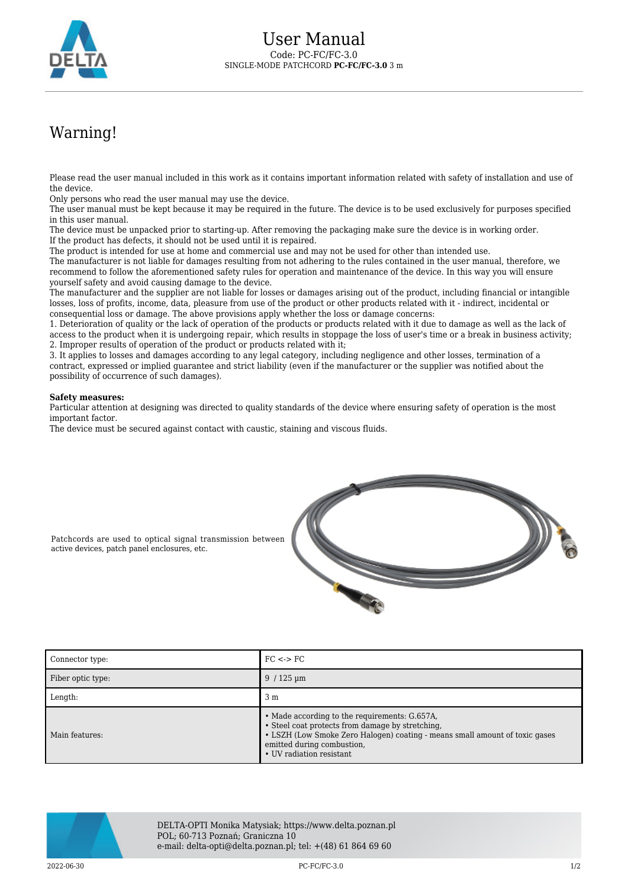# User Manual

Code: PC-FC/FC-3.0
SINGLE-MODE PATCHCORD **PC-FC/FC-3.0** 3 m

## Warning!

Please read the user manual included in this work as it contains important information related with safety of installation and use of the device.
Only persons who read the user manual may use the device.
The user manual must be kept because it may be required in the future. The device is to be used exclusively for purposes specified in this user manual.
The device must be unpacked prior to starting-up. After removing the packaging make sure the device is in working order.
If the product has defects, it should not be used until it is repaired.
The product is intended for use at home and commercial use and may not be used for other than intended use.
The manufacturer is not liable for damages resulting from not adhering to the rules contained in the user manual, therefore, we recommend to follow the aforementioned safety rules for operation and maintenance of the device. In this way you will ensure yourself safety and avoid causing damage to the device.
The manufacturer and the supplier are not liable for losses or damages arising out of the product, including financial or intangible losses, loss of profits, income, data, pleasure from use of the product or other products related with it - indirect, incidental or consequential loss or damage. The above provisions apply whether the loss or damage concerns:
1. Deterioration of quality or the lack of operation of the products or products related with it due to damage as well as the lack of access to the product when it is undergoing repair, which results in stoppage the loss of user's time or a break in business activity;
2. Improper results of operation of the product or products related with it;
3. It applies to losses and damages according to any legal category, including negligence and other losses, termination of a contract, expressed or implied guarantee and strict liability (even if the manufacturer or the supplier was notified about the possibility of occurrence of such damages).

**Safety measures:**
Particular attention at designing was directed to quality standards of the device where ensuring safety of operation is the most important factor.
The device must be secured against contact with caustic, staining and viscous fluids.

Patchcords are used to optical signal transmission between active devices, patch panel enclosures, etc.

| | |
|---|---|
| Connector type: | FC <-> FC |
| Fiber optic type: | 9 / 125 µm |
| Length: | 3 m |
| Main features: | • Made according to the requirements: G.657A,<br>• Steel coat protects from damage by stretching,<br>• LSZH (Low Smoke Zero Halogen) coating - means small amount of toxic gases emitted during combustion,<br>• UV radiation resistant |

DELTA-OPTI Monika Matysiak; https://www.delta.poznan.pl
POL; 60-713 Poznań; Graniczna 10
e-mail: delta-opti@delta.poznan.pl; tel: +(48) 61 864 69 60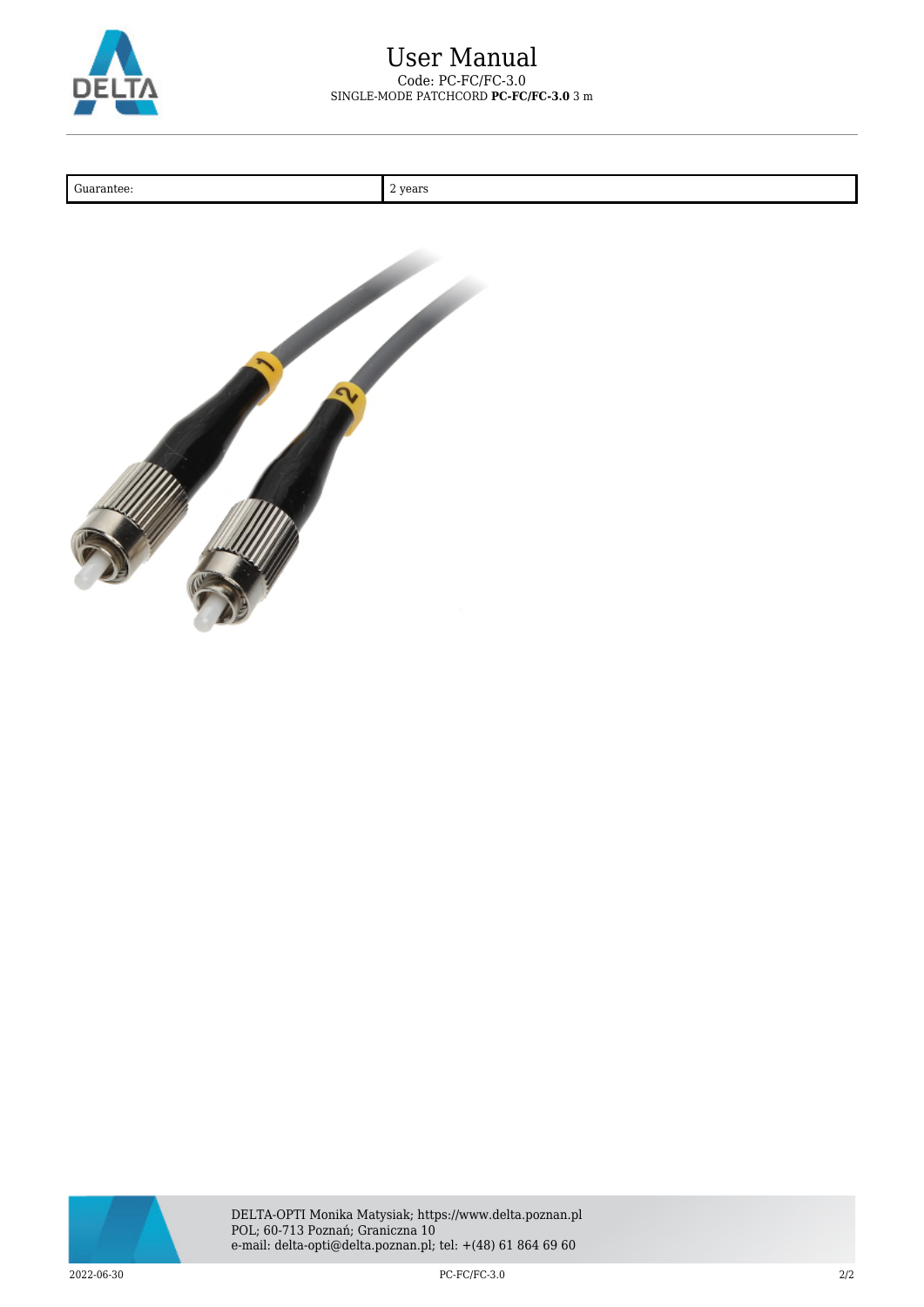| | |
|---|---|
| Guarantee: | 2 years |

DELTA-OPTI Monika Matysiak; https://www.delta.poznan.pl
POL; 60-713 Poznań; Graniczna 10
e-mail: delta-opti@delta.poznan.pl; tel: +(48) 61 864 69 60